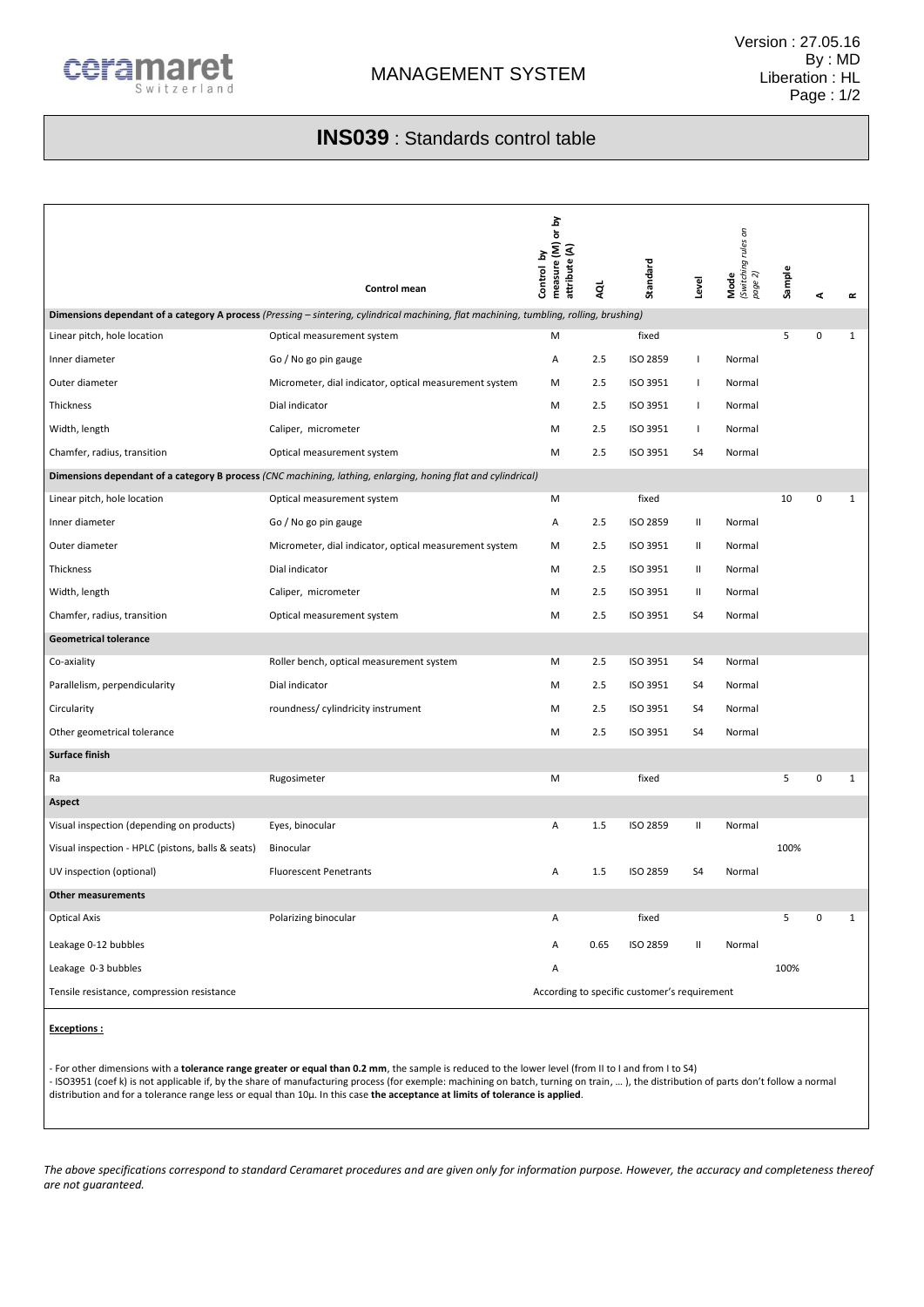# INS039 : Standards control table

| | Control mean | Control by measure (M) or by attribute (A) | AQL | Standard | Level | Mode *(Switching rules on page 2)* | Sample | A | R |
|---|---|---|---|---|---|---|---|---|---|
| **Dimensions dependant of a category A process** *(Pressing – sintering, cylindrical machining, flat machining, tumbling, rolling, brushing)* | | | | | | | | | |
| Linear pitch, hole location | Optical measurement system | M | | fixed | | | 5 | 0 | 1 |
| Inner diameter | Go / No go pin gauge | A | 2.5 | ISO 2859 | I | Normal | | | |
| Outer diameter | Micrometer, dial indicator, optical measurement system | M | 2.5 | ISO 3951 | I | Normal | | | |
| Thickness | Dial indicator | M | 2.5 | ISO 3951 | I | Normal | | | |
| Width, length | Caliper, micrometer | M | 2.5 | ISO 3951 | I | Normal | | | |
| Chamfer, radius, transition | Optical measurement system | M | 2.5 | ISO 3951 | S4 | Normal | | | |
| **Dimensions dependant of a category B process** *(CNC machining, lathing, enlarging, honing flat and cylindrical)* | | | | | | | | | |
| Linear pitch, hole location | Optical measurement system | M | | fixed | | | 10 | 0 | 1 |
| Inner diameter | Go / No go pin gauge | A | 2.5 | ISO 2859 | II | Normal | | | |
| Outer diameter | Micrometer, dial indicator, optical measurement system | M | 2.5 | ISO 3951 | II | Normal | | | |
| Thickness | Dial indicator | M | 2.5 | ISO 3951 | II | Normal | | | |
| Width, length | Caliper, micrometer | M | 2.5 | ISO 3951 | II | Normal | | | |
| Chamfer, radius, transition | Optical measurement system | M | 2.5 | ISO 3951 | S4 | Normal | | | |
| **Geometrical tolerance** | | | | | | | | | |
| Co-axiality | Roller bench, optical measurement system | M | 2.5 | ISO 3951 | S4 | Normal | | | |
| Parallelism, perpendicularity | Dial indicator | M | 2.5 | ISO 3951 | S4 | Normal | | | |
| Circularity | roundness/ cylindricity instrument | M | 2.5 | ISO 3951 | S4 | Normal | | | |
| Other geometrical tolerance | | M | 2.5 | ISO 3951 | S4 | Normal | | | |
| **Surface finish** | | | | | | | | | |
| Ra | Rugosimeter | M | | fixed | | | 5 | 0 | 1 |
| **Aspect** | | | | | | | | | |
| Visual inspection (depending on products) | Eyes, binocular | A | 1.5 | ISO 2859 | II | Normal | | | |
| Visual inspection - HPLC (pistons, balls & seats) | Binocular | | | | | | 100% | | |
| UV inspection (optional) | Fluorescent Penetrants | A | 1.5 | ISO 2859 | S4 | Normal | | | |
| **Other measurements** | | | | | | | | | |
| Optical Axis | Polarizing binocular | A | | fixed | | | 5 | 0 | 1 |
| Leakage 0-12 bubbles | | A | 0.65 | ISO 2859 | II | Normal | | | |
| Leakage 0-3 bubbles | | A | | | | | 100% | | |
| Tensile resistance, compression resistance | | According to specific customer's requirement | | | | | | | |

**Exceptions :**

- For other dimensions with a **tolerance range greater or equal than 0.2 mm**, the sample is reduced to the lower level (from II to I and from I to S4)
- ISO3951 (coef k) is not applicable if, by the share of manufacturing process (for exemple: machining on batch, turning on train, … ), the distribution of parts don't follow a normal distribution and for a tolerance range less or equal than 10µ. In this case **the acceptance at limits of tolerance is applied**.

*The above specifications correspond to standard Ceramaret procedures and are given only for information purpose. However, the accuracy and completeness thereof are not guaranteed.*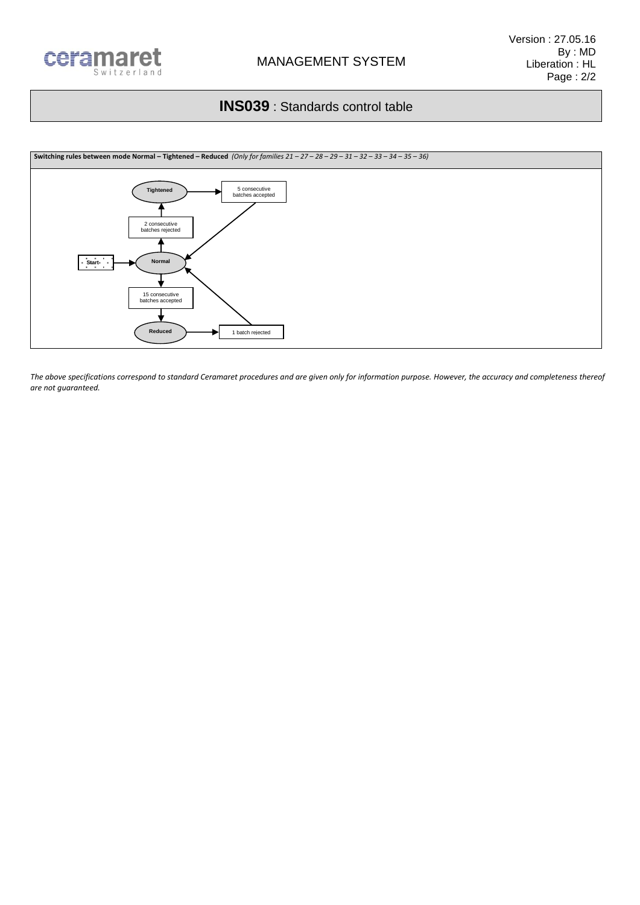# INS039 : Standards control table

**Switching rules between mode Normal – Tightened – Reduced** *(Only for families 21 – 27 – 28 – 29 – 31 – 32 – 33 – 34 – 35 – 36)*

Tightened

5 consecutive batches accepted

2 consecutive batches rejected

Start

Normal

15 consecutive batches accepted

Reduced

1 batch rejected

*The above specifications correspond to standard Ceramaret procedures and are given only for information purpose. However, the accuracy and completeness thereof are not guaranteed.*